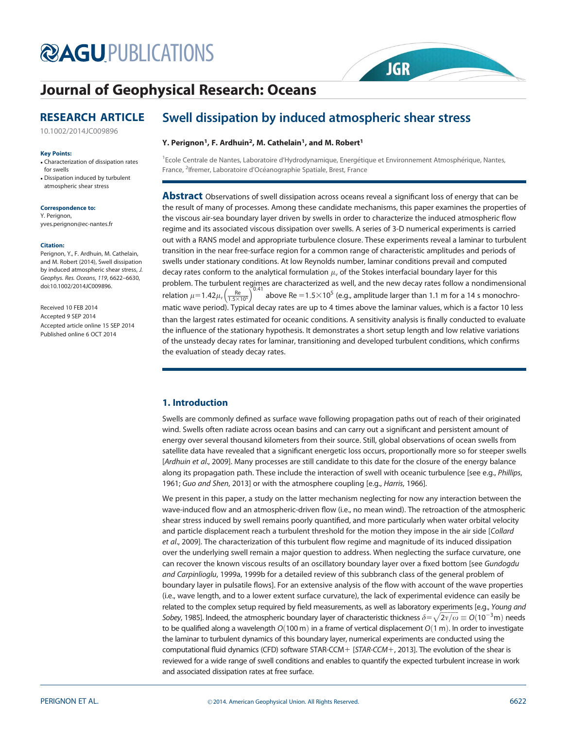# Swell dissipation by induced atmospheric shear stress

**RESEARCH ARTICLE**

10.1002/2014JC009896

**Key Points:**

- Characterization of dissipation rates for swells
- Dissipation induced by turbulent atmospheric shear stress

**Correspondence to:**
Y. Perignon,
yves.perignon@ec-nantes.fr

**Citation:**
Perignon, Y., F. Ardhuin, M. Cathelain, and M. Robert (2014), Swell dissipation by induced atmospheric shear stress, *J. Geophys. Res. Oceans*, *119*, 6622–6630, doi:10.1002/2014JC009896.

Received 10 FEB 2014
Accepted 9 SEP 2014
Accepted article online 15 SEP 2014
Published online 6 OCT 2014

**Y. Perignon[1], F. Ardhuin[2], M. Cathelain[1], and M. Robert[1]**

[1]Ecole Centrale de Nantes, Laboratoire d'Hydrodynamique, Energétique et Environnement Atmosphérique, Nantes, France, [2]Ifremer, Laboratoire d'Océanographie Spatiale, Brest, France

**Abstract** Observations of swell dissipation across oceans reveal a significant loss of energy that can be the result of many of processes. Among these candidate mechanisms, this paper examines the properties of the viscous air-sea boundary layer driven by swells in order to characterize the induced atmospheric flow regime and its associated viscous dissipation over swells. A series of 3-D numerical experiments is carried out with a RANS model and appropriate turbulence closure. These experiments reveal a laminar to turbulent transition in the near free-surface region for a common range of characteristic amplitudes and periods of swells under stationary conditions. At low Reynolds number, laminar conditions prevail and computed decay rates conform to the analytical formulation $\mu_v$ of the Stokes interfacial boundary layer for this problem. The turbulent regimes are characterized as well, and the new decay rates follow a nondimensional relation $\mu=1.42\mu_v\left(\frac{\mathrm{Re}}{1.5\times10^5}\right)^{0.41}$ above Re $=1.5\times10^5$ (e.g., amplitude larger than 1.1 m for a 14 s monochromatic wave period). Typical decay rates are up to 4 times above the laminar values, which is a factor 10 less than the largest rates estimated for oceanic conditions. A sensitivity analysis is finally conducted to evaluate the influence of the stationary hypothesis. It demonstrates a short setup length and low relative variations of the unsteady decay rates for laminar, transitioning and developed turbulent conditions, which confirms the evaluation of steady decay rates.

## 1. Introduction

Swells are commonly defined as surface wave following propagation paths out of reach of their originated wind. Swells often radiate across ocean basins and can carry out a significant and persistent amount of energy over several thousand kilometers from their source. Still, global observations of ocean swells from satellite data have revealed that a significant energetic loss occurs, proportionally more so for steeper swells [*Ardhuin et al.*, 2009]. Many processes are still candidate to this date for the closure of the energy balance along its propagation path. These include the interaction of swell with oceanic turbulence [see e.g., *Phillips*, 1961; *Guo and Shen*, 2013] or with the atmosphere coupling [e.g., *Harris*, 1966].

We present in this paper, a study on the latter mechanism neglecting for now any interaction between the wave-induced flow and an atmospheric-driven flow (i.e., no mean wind). The retroaction of the atmospheric shear stress induced by swell remains poorly quantified, and more particularly when water orbital velocity and particle displacement reach a turbulent threshold for the motion they impose in the air side [*Collard et al.*, 2009]. The characterization of this turbulent flow regime and magnitude of its induced dissipation over the underlying swell remain a major question to address. When neglecting the surface curvature, one can recover the known viscous results of an oscillatory boundary layer over a fixed bottom [see *Gundogdu and Carpinlioglu*, 1999a, 1999b for a detailed review of this subbranch class of the general problem of boundary layer in pulsatile flows]. For an extensive analysis of the flow with account of the wave properties (i.e., wave length, and to a lower extent surface curvature), the lack of experimental evidence can easily be related to the complex setup required by field measurements, as well as laboratory experiments [e.g., *Young and Sobey*, 1985]. Indeed, the atmospheric boundary layer of characteristic thickness $\delta=\sqrt{2\nu/\omega}\equiv O(10^{-3}\mathrm{m})$ needs to be qualified along a wavelength $O(100\ \mathrm{m})$ in a frame of vertical displacement $O(1\ \mathrm{m})$. In order to investigate the laminar to turbulent dynamics of this boundary layer, numerical experiments are conducted using the computational fluid dynamics (CFD) software STAR-CCM+ [*STAR-CCM+*, 2013]. The evolution of the shear is reviewed for a wide range of swell conditions and enables to quantify the expected turbulent increase in work and associated dissipation rates at free surface.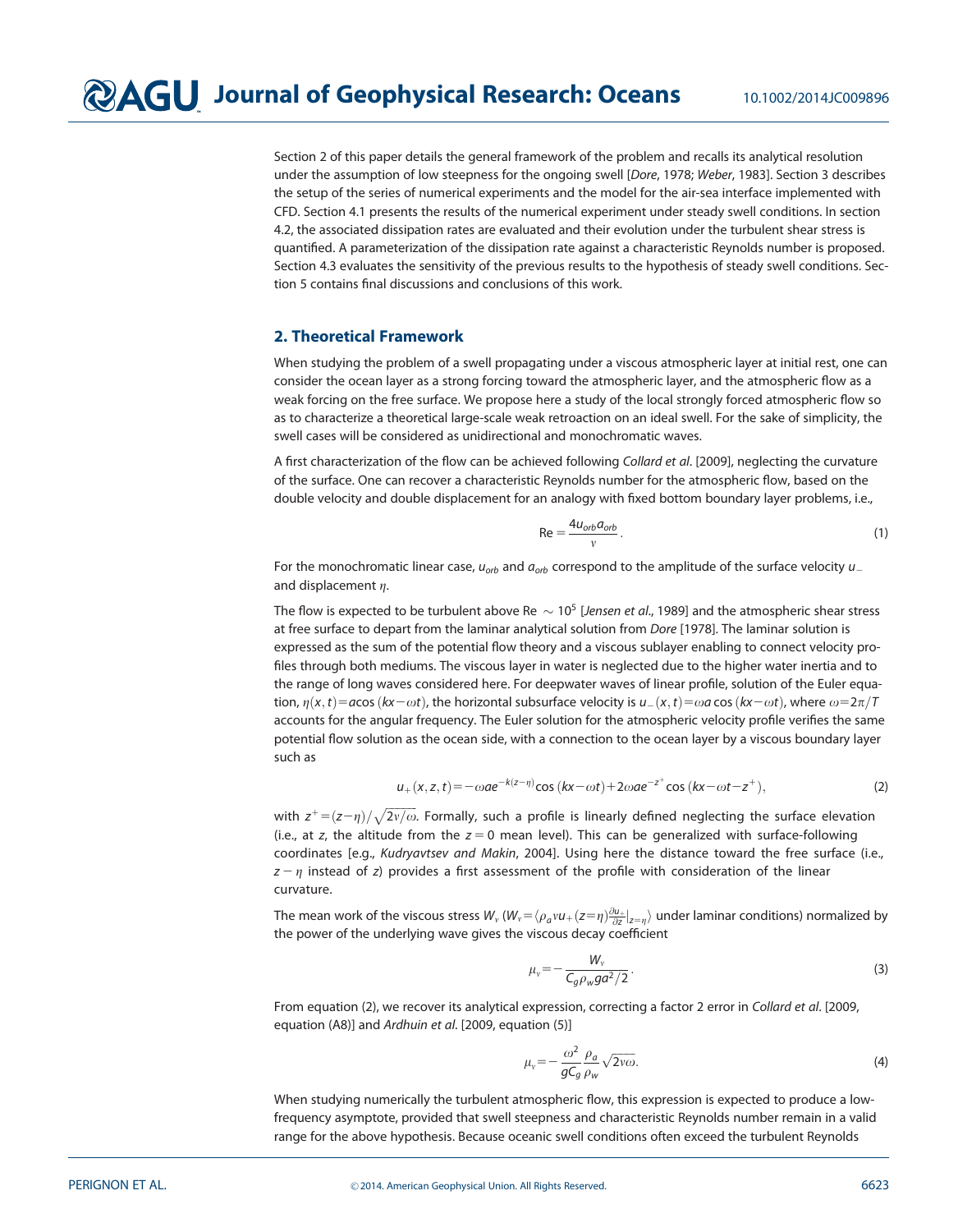Section 2 of this paper details the general framework of the problem and recalls its analytical resolution under the assumption of low steepness for the ongoing swell [*Dore*, 1978; *Weber*, 1983]. Section 3 describes the setup of the series of numerical experiments and the model for the air-sea interface implemented with CFD. Section 4.1 presents the results of the numerical experiment under steady swell conditions. In section 4.2, the associated dissipation rates are evaluated and their evolution under the turbulent shear stress is quantified. A parameterization of the dissipation rate against a characteristic Reynolds number is proposed. Section 4.3 evaluates the sensitivity of the previous results to the hypothesis of steady swell conditions. Section 5 contains final discussions and conclusions of this work.

## 2. Theoretical Framework

When studying the problem of a swell propagating under a viscous atmospheric layer at initial rest, one can consider the ocean layer as a strong forcing toward the atmospheric layer, and the atmospheric flow as a weak forcing on the free surface. We propose here a study of the local strongly forced atmospheric flow so as to characterize a theoretical large-scale weak retroaction on an ideal swell. For the sake of simplicity, the swell cases will be considered as unidirectional and monochromatic waves.

A first characterization of the flow can be achieved following *Collard et al*. [2009], neglecting the curvature of the surface. One can recover a characteristic Reynolds number for the atmospheric flow, based on the double velocity and double displacement for an analogy with fixed bottom boundary layer problems, i.e.,

$$\mathrm{Re} = \frac{4u_{orb}a_{orb}}{\nu}. \tag{1}$$

For the monochromatic linear case, $u_{orb}$ and $a_{orb}$ correspond to the amplitude of the surface velocity $u_-$ and displacement $\eta$.

The flow is expected to be turbulent above Re $\sim 10^5$ [*Jensen et al*., 1989] and the atmospheric shear stress at free surface to depart from the laminar analytical solution from *Dore* [1978]. The laminar solution is expressed as the sum of the potential flow theory and a viscous sublayer enabling to connect velocity profiles through both mediums. The viscous layer in water is neglected due to the higher water inertia and to the range of long waves considered here. For deepwater waves of linear profile, solution of the Euler equation, $\eta(x,t) = a\cos(kx-\omega t)$, the horizontal subsurface velocity is $u_-(x,t) = \omega a \cos(kx-\omega t)$, where $\omega = 2\pi/T$ accounts for the angular frequency. The Euler solution for the atmospheric velocity profile verifies the same potential flow solution as the ocean side, with a connection to the ocean layer by a viscous boundary layer such as

$$u_+(x,z,t) = -\omega a e^{-k(z-\eta)}\cos(kx-\omega t) + 2\omega a e^{-z^+}\cos(kx-\omega t - z^+), \tag{2}$$

with $z^+ = (z-\eta)/\sqrt{2\nu/\omega}$. Formally, such a profile is linearly defined neglecting the surface elevation (i.e., at $z$, the altitude from the $z=0$ mean level). This can be generalized with surface-following coordinates [e.g., *Kudryavtsev and Makin*, 2004]. Using here the distance toward the free surface (i.e., $z-\eta$ instead of $z$) provides a first assessment of the profile with consideration of the linear curvature.

The mean work of the viscous stress $W_v$ ($W_v = \langle \rho_a \nu u_+(z=\eta) \frac{\partial u_+}{\partial z}\big|_{z=\eta} \rangle$ under laminar conditions) normalized by the power of the underlying wave gives the viscous decay coefficient

$$\mu_v = -\frac{W_v}{C_g \rho_w g a^2/2}. \tag{3}$$

From equation (2), we recover its analytical expression, correcting a factor 2 error in *Collard et al*. [2009, equation (A8)] and *Ardhuin et al*. [2009, equation (5)]

$$\mu_v = -\frac{\omega^2}{gC_g}\frac{\rho_a}{\rho_w}\sqrt{2\nu\omega}. \tag{4}$$

When studying numerically the turbulent atmospheric flow, this expression is expected to produce a low-frequency asymptote, provided that swell steepness and characteristic Reynolds number remain in a valid range for the above hypothesis. Because oceanic swell conditions often exceed the turbulent Reynolds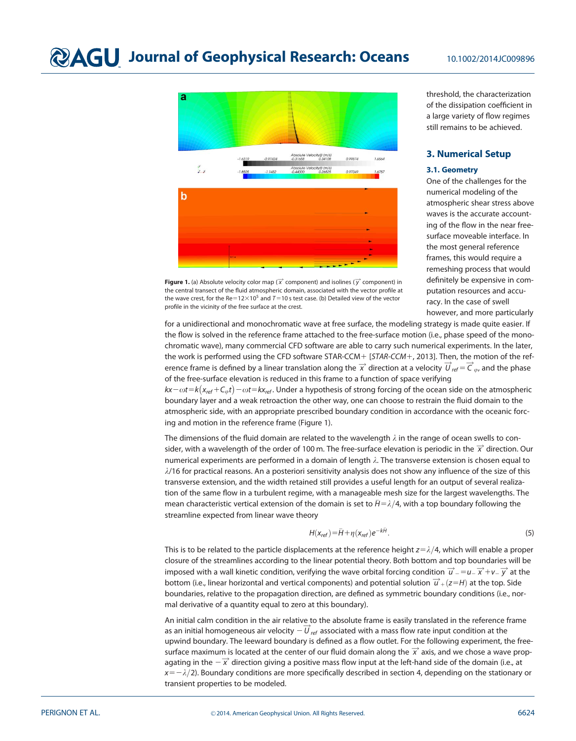Figure 1. (a) Absolute velocity color map ($\vec{x}$ component) and isolines ($\vec{y}$ component) in the central transect of the fluid atmospheric domain, associated with the vector profile at the wave crest, for the Re=12×10[5] and $T$=10 s test case. (b) Detailed view of the vector profile in the vicinity of the free surface at the crest.

threshold, the characterization of the dissipation coefficient in a large variety of flow regimes still remains to be achieved.

## 3. Numerical Setup

### 3.1. Geometry

One of the challenges for the numerical modeling of the atmospheric shear stress above waves is the accurate accounting of the flow in the near free-surface moveable interface. In the most general reference frames, this would require a remeshing process that would definitely be expensive in computation resources and accuracy. In the case of swell however, and more particularly for a unidirectional and monochromatic wave at free surface, the modeling strategy is made quite easier. If the flow is solved in the reference frame attached to the free-surface motion (i.e., phase speed of the monochromatic wave), many commercial CFD software are able to carry such numerical experiments. In the later, the work is performed using the CFD software STAR-CCM+ [*STAR-CCM+*, 2013]. Then, the motion of the reference frame is defined by a linear translation along the $\vec{x}$ direction at a velocity $\vec{U}_{ref}=\vec{C}_{\varphi}$, and the phase of the free-surface elevation is reduced in this frame to a function of space verifying $kx-\omega t=k(x_{ref}+C_{\varphi}t)-\omega t=kx_{ref}$. Under a hypothesis of strong forcing of the ocean side on the atmospheric boundary layer and a weak retroaction the other way, one can choose to restrain the fluid domain to the atmospheric side, with an appropriate prescribed boundary condition in accordance with the oceanic forcing and motion in the reference frame (Figure 1).

The dimensions of the fluid domain are related to the wavelength $\lambda$ in the range of ocean swells to consider, with a wavelength of the order of 100 m. The free-surface elevation is periodic in the $\vec{x}$ direction. Our numerical experiments are performed in a domain of length $\lambda$. The transverse extension is chosen equal to $\lambda/16$ for practical reasons. An a posteriori sensitivity analysis does not show any influence of the size of this transverse extension, and the width retained still provides a useful length for an output of several realization of the same flow in a turbulent regime, with a manageable mesh size for the largest wavelengths. The mean characteristic vertical extension of the domain is set to $\bar{H}=\lambda/4$, with a top boundary following the streamline expected from linear wave theory

$$H(x_{ref})=\bar{H}+\eta(x_{ref})e^{-k\bar{H}}. \tag{5}$$

This is to be related to the particle displacements at the reference height $z=\lambda/4$, which will enable a proper closure of the streamlines according to the linear potential theory. Both bottom and top boundaries will be imposed with a wall kinetic condition, verifying the wave orbital forcing condition $\vec{u}_{-}=u_{-}\vec{x}+v_{-}\vec{y}$ at the bottom (i.e., linear horizontal and vertical components) and potential solution $\vec{u}_{+}(z=H)$ at the top. Side boundaries, relative to the propagation direction, are defined as symmetric boundary conditions (i.e., normal derivative of a quantity equal to zero at this boundary).

An initial calm condition in the air relative to the absolute frame is easily translated in the reference frame as an initial homogeneous air velocity $-\vec{U}_{ref}$ associated with a mass flow rate input condition at the upwind boundary. The leeward boundary is defined as a flow outlet. For the following experiment, the free-surface maximum is located at the center of our fluid domain along the $\vec{x}$ axis, and we chose a wave propagating in the $-\vec{x}$ direction giving a positive mass flow input at the left-hand side of the domain (i.e., at $x=-\lambda/2$). Boundary conditions are more specifically described in section 4, depending on the stationary or transient properties to be modeled.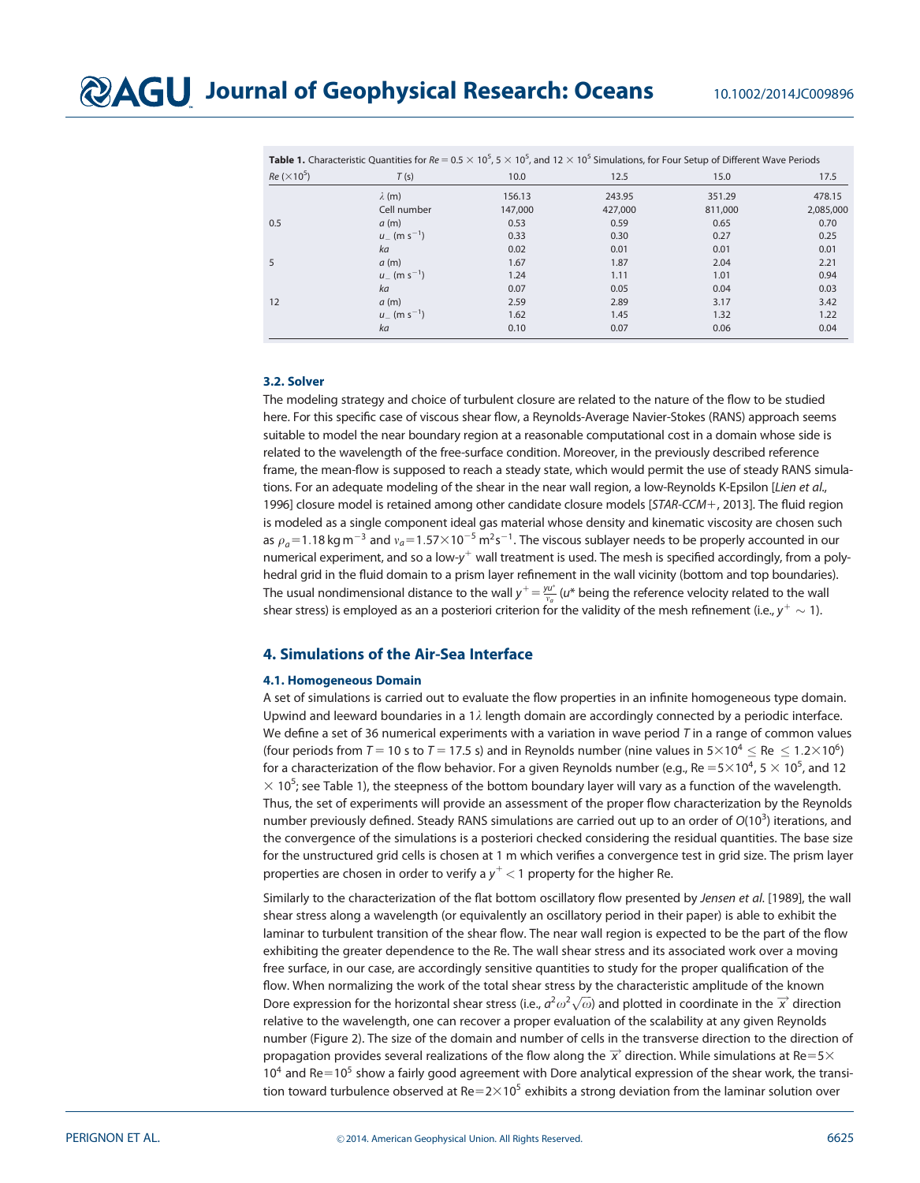**Table 1.** Characteristic Quantities for $Re = 0.5 \times 10^5$, $5 \times 10^5$, and $12 \times 10^5$ Simulations, for Four Setup of Different Wave Periods

| $Re$ ($\times 10^5$) | $T$ (s) | 10.0 | 12.5 | 15.0 | 17.5 |
|---|---|---|---|---|---|
| | $\lambda$ (m) | 156.13 | 243.95 | 351.29 | 478.15 |
| | Cell number | 147,000 | 427,000 | 811,000 | 2,085,000 |
| 0.5 | $a$ (m) | 0.53 | 0.59 | 0.65 | 0.70 |
| | $u_{-}$ (m s$^{-1}$) | 0.33 | 0.30 | 0.27 | 0.25 |
| | $ka$ | 0.02 | 0.01 | 0.01 | 0.01 |
| 5 | $a$ (m) | 1.67 | 1.87 | 2.04 | 2.21 |
| | $u_{-}$ (m s$^{-1}$) | 1.24 | 1.11 | 1.01 | 0.94 |
| | $ka$ | 0.07 | 0.05 | 0.04 | 0.03 |
| 12 | $a$ (m) | 2.59 | 2.89 | 3.17 | 3.42 |
| | $u_{-}$ (m s$^{-1}$) | 1.62 | 1.45 | 1.32 | 1.22 |
| | $ka$ | 0.10 | 0.07 | 0.06 | 0.04 |

### 3.2. Solver

The modeling strategy and choice of turbulent closure are related to the nature of the flow to be studied here. For this specific case of viscous shear flow, a Reynolds-Average Navier-Stokes (RANS) approach seems suitable to model the near boundary region at a reasonable computational cost in a domain whose side is related to the wavelength of the free-surface condition. Moreover, in the previously described reference frame, the mean-flow is supposed to reach a steady state, which would permit the use of steady RANS simulations. For an adequate modeling of the shear in the near wall region, a low-Reynolds K-Epsilon [*Lien et al.*, 1996] closure model is retained among other candidate closure models [*STAR-CCM+*, 2013]. The fluid region is modeled as a single component ideal gas material whose density and kinematic viscosity are chosen such as $\rho_a = 1.18\,\mathrm{kg\,m^{-3}}$ and $\nu_a = 1.57\times10^{-5}\,\mathrm{m^2 s^{-1}}$. The viscous sublayer needs to be properly accounted in our numerical experiment, and so a low-$y^+$ wall treatment is used. The mesh is specified accordingly, from a polyhedral grid in the fluid domain to a prism layer refinement in the wall vicinity (bottom and top boundaries). The usual nondimensional distance to the wall $y^+ = \frac{yu^*}{\nu_a}$ ($u^*$ being the reference velocity related to the wall shear stress) is employed as an a posteriori criterion for the validity of the mesh refinement (i.e., $y^+ \sim 1$).

## 4. Simulations of the Air-Sea Interface

### 4.1. Homogeneous Domain

A set of simulations is carried out to evaluate the flow properties in an infinite homogeneous type domain. Upwind and leeward boundaries in a $1\lambda$ length domain are accordingly connected by a periodic interface. We define a set of 36 numerical experiments with a variation in wave period $T$ in a range of common values (four periods from $T = 10$ s to $T = 17.5$ s) and in Reynolds number (nine values in $5\times10^4 \leq \mathrm{Re} \leq 1.2\times10^6$) for a characterization of the flow behavior. For a given Reynolds number (e.g., $\mathrm{Re} = 5\times10^4$, $5 \times 10^5$, and $12 \times 10^5$; see Table 1), the steepness of the bottom boundary layer will vary as a function of the wavelength. Thus, the set of experiments will provide an assessment of the proper flow characterization by the Reynolds number previously defined. Steady RANS simulations are carried out up to an order of $O(10^3)$ iterations, and the convergence of the simulations is a posteriori checked considering the residual quantities. The base size for the unstructured grid cells is chosen at 1 m which verifies a convergence test in grid size. The prism layer properties are chosen in order to verify a $y^+ < 1$ property for the higher Re.

Similarly to the characterization of the flat bottom oscillatory flow presented by *Jensen et al.* [1989], the wall shear stress along a wavelength (or equivalently an oscillatory period in their paper) is able to exhibit the laminar to turbulent transition of the shear flow. The near wall region is expected to be the part of the flow exhibiting the greater dependence to the Re. The wall shear stress and its associated work over a moving free surface, in our case, are accordingly sensitive quantities to study for the proper qualification of the flow. When normalizing the work of the total shear stress by the characteristic amplitude of the known Dore expression for the horizontal shear stress (i.e., $a^2\omega^2\sqrt{\omega}$) and plotted in coordinate in the $\vec{x}$ direction relative to the wavelength, one can recover a proper evaluation of the scalability at any given Reynolds number (Figure 2). The size of the domain and number of cells in the transverse direction to the direction of propagation provides several realizations of the flow along the $\vec{x}$ direction. While simulations at $\mathrm{Re}=5\times10^4$ and $\mathrm{Re}=10^5$ show a fairly good agreement with Dore analytical expression of the shear work, the transition toward turbulence observed at $\mathrm{Re}=2\times10^5$ exhibits a strong deviation from the laminar solution over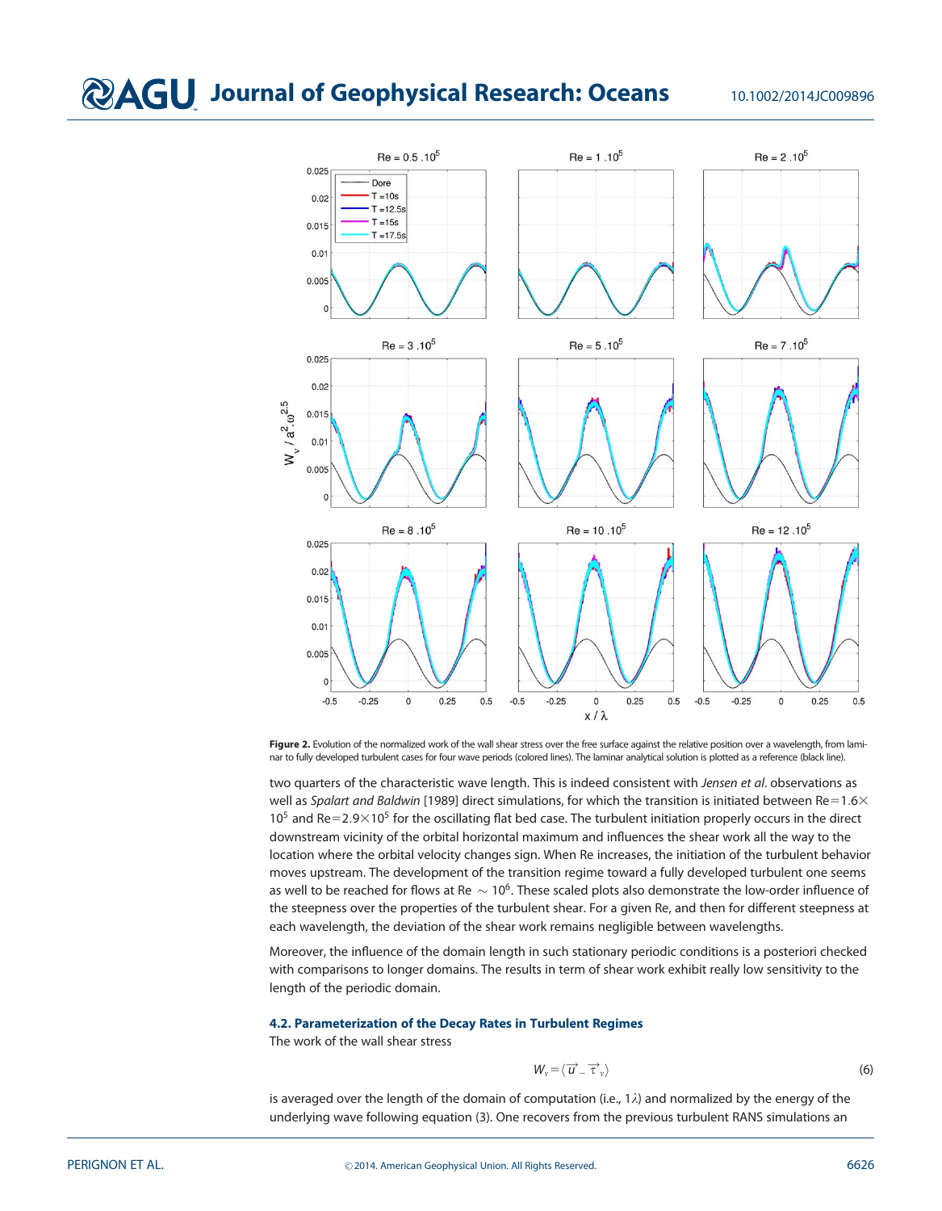Figure 2. Evolution of the normalized work of the wall shear stress over the free surface against the relative position over a wavelength, from laminar to fully developed turbulent cases for four wave periods (colored lines). The laminar analytical solution is plotted as a reference (black line).

two quarters of the characteristic wave length. This is indeed consistent with *Jensen et al*. observations as well as *Spalart and Baldwin* [1989] direct simulations, for which the transition is initiated between Re=$1.6\times10^5$ and Re=$2.9\times10^5$ for the oscillating flat bed case. The turbulent initiation properly occurs in the direct downstream vicinity of the orbital horizontal maximum and influences the shear work all the way to the location where the orbital velocity changes sign. When Re increases, the initiation of the turbulent behavior moves upstream. The development of the transition regime toward a fully developed turbulent one seems as well to be reached for flows at Re $\sim 10^6$. These scaled plots also demonstrate the low-order influence of the steepness over the properties of the turbulent shear. For a given Re, and then for different steepness at each wavelength, the deviation of the shear work remains negligible between wavelengths.

Moreover, the influence of the domain length in such stationary periodic conditions is a posteriori checked with comparisons to longer domains. The results in term of shear work exhibit really low sensitivity to the length of the periodic domain.

### 4.2. Parameterization of the Decay Rates in Turbulent Regimes

The work of the wall shear stress

$$W_v = \langle \vec{u}_- \vec{\tau}_v \rangle \tag{6}$$

is averaged over the length of the domain of computation (i.e., $1\lambda$) and normalized by the energy of the underlying wave following equation (3). One recovers from the previous turbulent RANS simulations an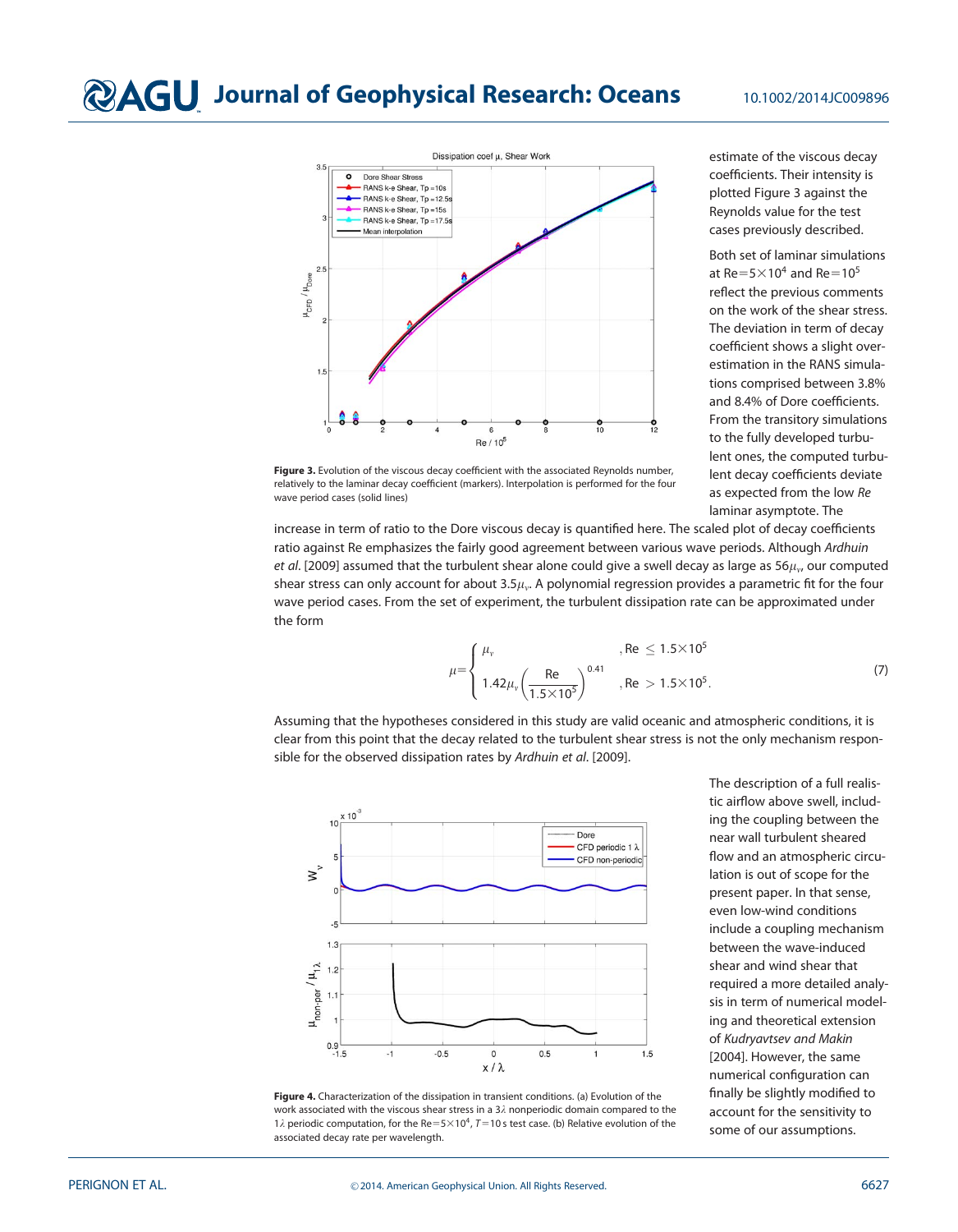Figure 3. Evolution of the viscous decay coefficient with the associated Reynolds number, relatively to the laminar decay coefficient (markers). Interpolation is performed for the four wave period cases (solid lines)

estimate of the viscous decay coefficients. Their intensity is plotted Figure 3 against the Reynolds value for the test cases previously described.

Both set of laminar simulations at $\mathrm{Re}=5\times10^4$ and $\mathrm{Re}=10^5$ reflect the previous comments on the work of the shear stress. The deviation in term of decay coefficient shows a slight overestimation in the RANS simulations comprised between 3.8% and 8.4% of Dore coefficients. From the transitory simulations to the fully developed turbulent ones, the computed turbulent decay coefficients deviate as expected from the low *Re* laminar asymptote. The increase in term of ratio to the Dore viscous decay is quantified here. The scaled plot of decay coefficients ratio against Re emphasizes the fairly good agreement between various wave periods. Although *Ardhuin et al.* [2009] assumed that the turbulent shear alone could give a swell decay as large as $56\mu_\nu$, our computed shear stress can only account for about $3.5\mu_\nu$. A polynomial regression provides a parametric fit for the four wave period cases. From the set of experiment, the turbulent dissipation rate can be approximated under the form

$$\mu=\begin{cases} \mu_\nu & ,\mathrm{Re}\leq 1.5\times10^5 \\ 1.42\mu_\nu\left(\dfrac{\mathrm{Re}}{1.5\times10^5}\right)^{0.41} & ,\mathrm{Re}>1.5\times10^5. \end{cases} \tag{7}$$

Assuming that the hypotheses considered in this study are valid oceanic and atmospheric conditions, it is clear from this point that the decay related to the turbulent shear stress is not the only mechanism responsible for the observed dissipation rates by *Ardhuin et al.* [2009].

Figure 4. Characterization of the dissipation in transient conditions. (a) Evolution of the work associated with the viscous shear stress in a $3\lambda$ nonperiodic domain compared to the $1\lambda$ periodic computation, for the $\mathrm{Re}=5\times10^4$, $T=10$ s test case. (b) Relative evolution of the associated decay rate per wavelength.

The description of a full realistic airflow above swell, including the coupling between the near wall turbulent sheared flow and an atmospheric circulation is out of scope for the present paper. In that sense, even low-wind conditions include a coupling mechanism between the wave-induced shear and wind shear that required a more detailed analysis in term of numerical modeling and theoretical extension of *Kudryavtsev and Makin* [2004]. However, the same numerical configuration can finally be slightly modified to account for the sensitivity to some of our assumptions.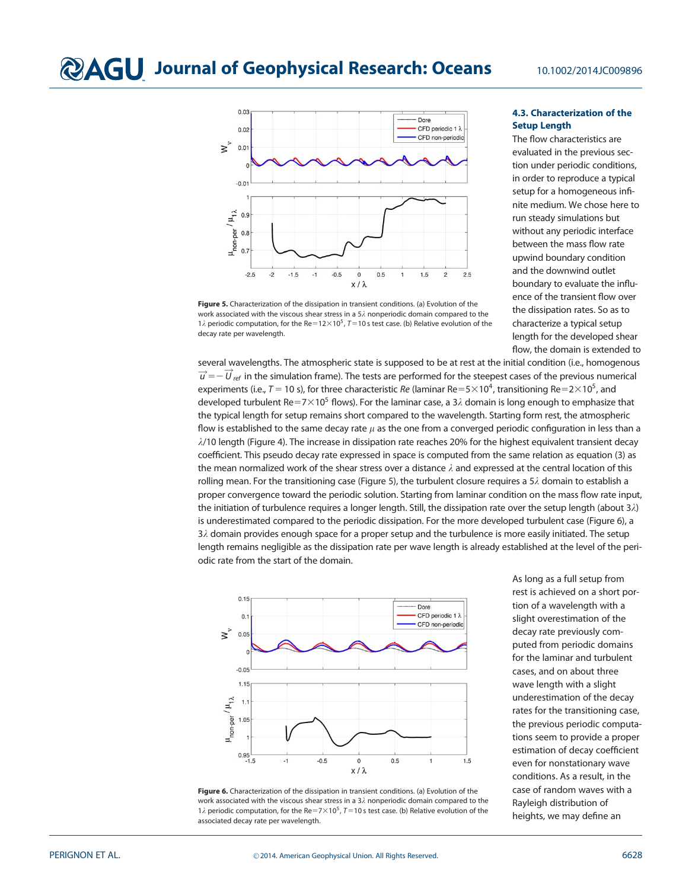Figure 5. Characterization of the dissipation in transient conditions. (a) Evolution of the work associated with the viscous shear stress in a 5$\lambda$ nonperiodic domain compared to the 1$\lambda$ periodic computation, for the Re=12$\times$10$^5$, $T$=10 s test case. (b) Relative evolution of the decay rate per wavelength.

### 4.3. Characterization of the Setup Length

The flow characteristics are evaluated in the previous section under periodic conditions, in order to reproduce a typical setup for a homogeneous infinite medium. We chose here to run steady simulations but without any periodic interface between the mass flow rate upwind boundary condition and the downwind outlet boundary to evaluate the influence of the transient flow over the dissipation rates. So as to characterize a typical setup length for the developed shear flow, the domain is extended to several wavelengths. The atmospheric state is supposed to be at rest at the initial condition (i.e., homogenous $\vec{u}=-\vec{U}_{ref}$ in the simulation frame). The tests are performed for the steepest cases of the previous numerical experiments (i.e., $T$ = 10 s), for three characteristic $Re$ (laminar Re=5$\times$10$^4$, transitioning Re=2$\times$10$^5$, and developed turbulent Re=7$\times$10$^5$ flows). For the laminar case, a 3$\lambda$ domain is long enough to emphasize that the typical length for setup remains short compared to the wavelength. Starting form rest, the atmospheric flow is established to the same decay rate $\mu$ as the one from a converged periodic configuration in less than a $\lambda$/10 length (Figure 4). The increase in dissipation rate reaches 20% for the highest equivalent transient decay coefficient. This pseudo decay rate expressed in space is computed from the same relation as equation (3) as the mean normalized work of the shear stress over a distance $\lambda$ and expressed at the central location of this rolling mean. For the transitioning case (Figure 5), the turbulent closure requires a 5$\lambda$ domain to establish a proper convergence toward the periodic solution. Starting from laminar condition on the mass flow rate input, the initiation of turbulence requires a longer length. Still, the dissipation rate over the setup length (about 3$\lambda$) is underestimated compared to the periodic dissipation. For the more developed turbulent case (Figure 6), a 3$\lambda$ domain provides enough space for a proper setup and the turbulence is more easily initiated. The setup length remains negligible as the dissipation rate per wave length is already established at the level of the periodic rate from the start of the domain.

Figure 6. Characterization of the dissipation in transient conditions. (a) Evolution of the work associated with the viscous shear stress in a 3$\lambda$ nonperiodic domain compared to the 1$\lambda$ periodic computation, for the Re=7$\times$10$^5$, $T$=10 s test case. (b) Relative evolution of the associated decay rate per wavelength.

As long as a full setup from rest is achieved on a short portion of a wavelength with a slight overestimation of the decay rate previously computed from periodic domains for the laminar and turbulent cases, and on about three wave length with a slight underestimation of the decay rates for the transitioning case, the previous periodic computations seem to provide a proper estimation of decay coefficient even for nonstationary wave conditions. As a result, in the case of random waves with a Rayleigh distribution of heights, we may define an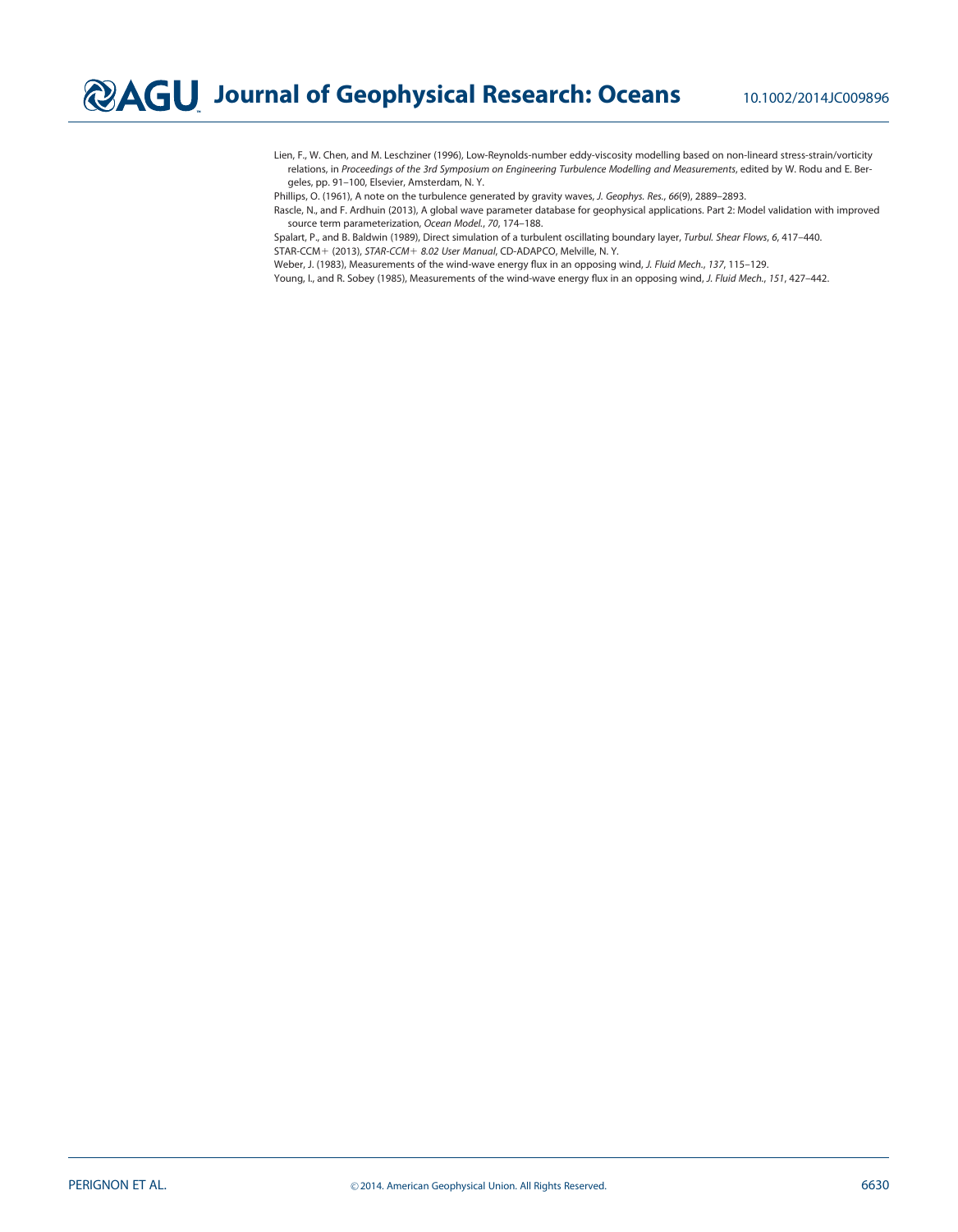Lien, F., W. Chen, and M. Leschziner (1996), Low-Reynolds-number eddy-viscosity modelling based on non-lineard stress-strain/vorticity relations, in *Proceedings of the 3rd Symposium on Engineering Turbulence Modelling and Measurements*, edited by W. Rodu and E. Bergeles, pp. 91–100, Elsevier, Amsterdam, N. Y.

Phillips, O. (1961), A note on the turbulence generated by gravity waves, *J. Geophys. Res.*, *66*(9), 2889–2893.

Rascle, N., and F. Ardhuin (2013), A global wave parameter database for geophysical applications. Part 2: Model validation with improved source term parameterization, *Ocean Model.*, *70*, 174–188.

Spalart, P., and B. Baldwin (1989), Direct simulation of a turbulent oscillating boundary layer, *Turbul. Shear Flows*, *6*, 417–440.

STAR-CCM+ (2013), *STAR-CCM+ 8.02 User Manual*, CD-ADAPCO, Melville, N. Y.

Weber, J. (1983), Measurements of the wind-wave energy flux in an opposing wind, *J. Fluid Mech.*, *137*, 115–129.

Young, I., and R. Sobey (1985), Measurements of the wind-wave energy flux in an opposing wind, *J. Fluid Mech.*, *151*, 427–442.